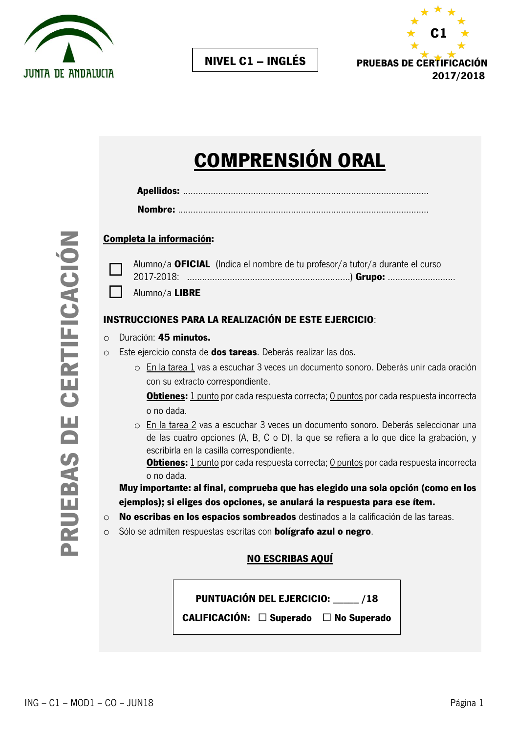JUNTA DE ANDALUCIA

**NIVEL C1 – INGLÉS**

C1

**PRUEBAS DE CERTIFICACIÓN 2017/2018**

# COMPRENSIÓN ORAL

**Apellidos:** ..................................................................................................

**Nombre:** ....................................................................................................

**Completa la información:**

☐ Alumno/a **OFICIAL** (Indica el nombre de tu profesor/a tutor/a durante el curso 2017-2018: ................................................................) **Grupo:** ...........................

☐ Alumno/a **LIBRE**

**INSTRUCCIONES PARA LA REALIZACIÓN DE ESTE EJERCICIO**:

- Duración: **45 minutos.**
- Este ejercicio consta de **dos tareas**. Deberás realizar las dos.
  - En la tarea 1 vas a escuchar 3 veces un documento sonoro. Deberás unir cada oración con su extracto correspondiente.

    **Obtienes:** 1 punto por cada respuesta correcta; 0 puntos por cada respuesta incorrecta o no dada.
  - En la tarea 2 vas a escuchar 3 veces un documento sonoro. Deberás seleccionar una de las cuatro opciones (A, B, C o D), la que se refiera a lo que dice la grabación, y escribirla en la casilla correspondiente.

    **Obtienes:** 1 punto por cada respuesta correcta; 0 puntos por cada respuesta incorrecta o no dada.

  **Muy importante: al final, comprueba que has elegido una sola opción (como en los ejemplos); si eliges dos opciones, se anulará la respuesta para ese ítem.**
- **No escribas en los espacios sombreados** destinados a la calificación de las tareas.
- Sólo se admiten respuestas escritas con **bolígrafo azul o negro**.

**NO ESCRIBAS AQUÍ**

**PUNTUACIÓN DEL EJERCICIO:** _____ **/18**

**CALIFICACIÓN:** ☐ **Superado** ☐ **No Superado**

PRUEBAS DE CERTIFICACIÓN

ING – C1 – MOD1 – CO – JUN18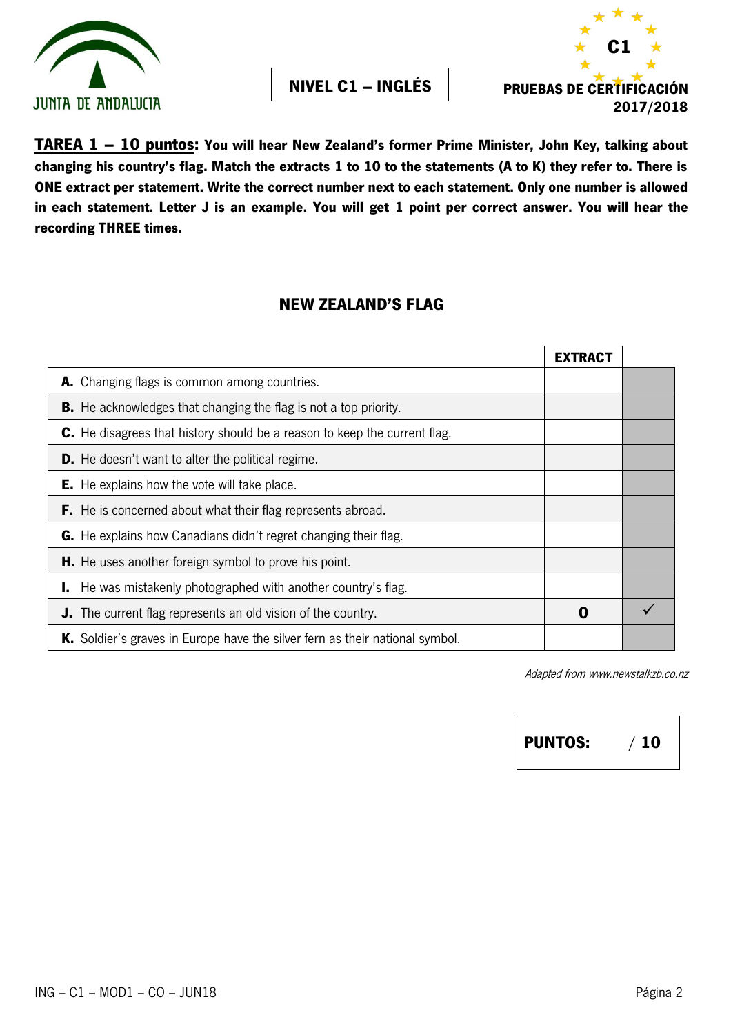NIVEL C1 – INGLÉS

PRUEBAS DE CERTIFICACIÓN 2017/2018

**TAREA 1 – 10 puntos: You will hear New Zealand's former Prime Minister, John Key, talking about changing his country's flag. Match the extracts 1 to 10 to the statements (A to K) they refer to. There is ONE extract per statement. Write the correct number next to each statement. Only one number is allowed in each statement. Letter J is an example. You will get 1 point per correct answer. You will hear the recording THREE times.**

## NEW ZEALAND'S FLAG

| | EXTRACT | |
|---|---|---|
| **A.** Changing flags is common among countries. | | |
| **B.** He acknowledges that changing the flag is not a top priority. | | |
| **C.** He disagrees that history should be a reason to keep the current flag. | | |
| **D.** He doesn't want to alter the political regime. | | |
| **E.** He explains how the vote will take place. | | |
| **F.** He is concerned about what their flag represents abroad. | | |
| **G.** He explains how Canadians didn't regret changing their flag. | | |
| **H.** He uses another foreign symbol to prove his point. | | |
| **I.** He was mistakenly photographed with another country's flag. | | |
| **J.** The current flag represents an old vision of the country. | **0** | ✓ |
| **K.** Soldier's graves in Europe have the silver fern as their national symbol. | | |

*Adapted from www.newstalkzb.co.nz*

**PUNTOS: / 10**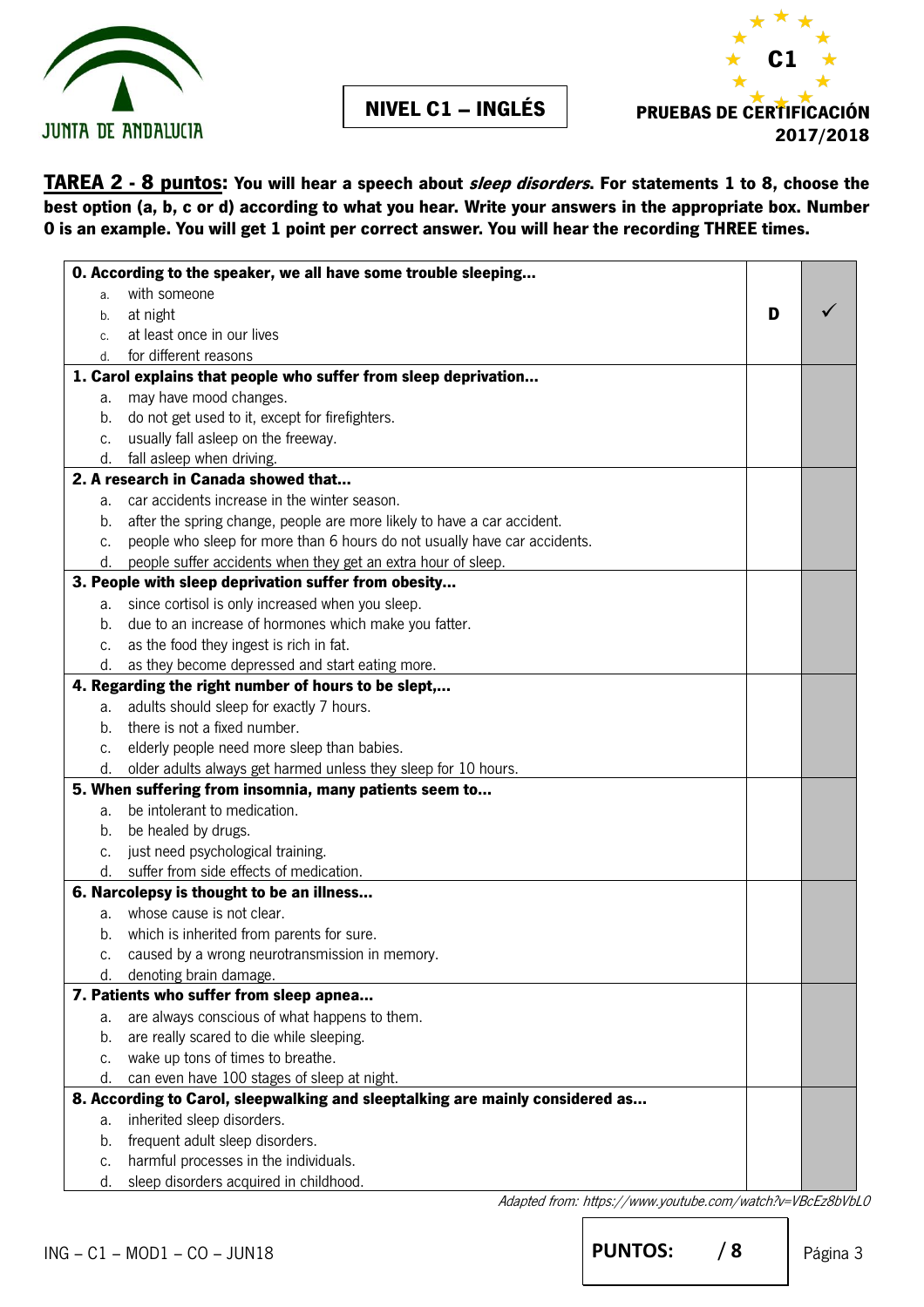JUNTA DE ANDALUCIA

**NIVEL C1 – INGLÉS**

**C1**

**PRUEBAS DE CERTIFICACIÓN 2017/2018**

**TAREA 2 - 8 puntos: You will hear a speech about *sleep disorders*. For statements 1 to 8, choose the best option (a, b, c or d) according to what you hear. Write your answers in the appropriate box. Number 0 is an example. You will get 1 point per correct answer. You will hear the recording THREE times.**

| | | |
|---|---|---|
| **0. According to the speaker, we all have some trouble sleeping...**<br>a. with someone<br>b. at night<br>c. at least once in our lives<br>d. for different reasons | D | ✓ |
| **1. Carol explains that people who suffer from sleep deprivation...**<br>a. may have mood changes.<br>b. do not get used to it, except for firefighters.<br>c. usually fall asleep on the freeway.<br>d. fall asleep when driving. | | |
| **2. A research in Canada showed that...**<br>a. car accidents increase in the winter season.<br>b. after the spring change, people are more likely to have a car accident.<br>c. people who sleep for more than 6 hours do not usually have car accidents.<br>d. people suffer accidents when they get an extra hour of sleep. | | |
| **3. People with sleep deprivation suffer from obesity...**<br>a. since cortisol is only increased when you sleep.<br>b. due to an increase of hormones which make you fatter.<br>c. as the food they ingest is rich in fat.<br>d. as they become depressed and start eating more. | | |
| **4. Regarding the right number of hours to be slept,...**<br>a. adults should sleep for exactly 7 hours.<br>b. there is not a fixed number.<br>c. elderly people need more sleep than babies.<br>d. older adults always get harmed unless they sleep for 10 hours. | | |
| **5. When suffering from insomnia, many patients seem to...**<br>a. be intolerant to medication.<br>b. be healed by drugs.<br>c. just need psychological training.<br>d. suffer from side effects of medication. | | |
| **6. Narcolepsy is thought to be an illness...**<br>a. whose cause is not clear.<br>b. which is inherited from parents for sure.<br>c. caused by a wrong neurotransmission in memory.<br>d. denoting brain damage. | | |
| **7. Patients who suffer from sleep apnea...**<br>a. are always conscious of what happens to them.<br>b. are really scared to die while sleeping.<br>c. wake up tons of times to breathe.<br>d. can even have 100 stages of sleep at night. | | |
| **8. According to Carol, sleepwalking and sleeptalking are mainly considered as...**<br>a. inherited sleep disorders.<br>b. frequent adult sleep disorders.<br>c. harmful processes in the individuals.<br>d. sleep disorders acquired in childhood. | | |

*Adapted from: https://www.youtube.com/watch?v=VBcEz8bVbL0*

ING – C1 – MOD1 – CO – JUN18

**PUNTOS: / 8**